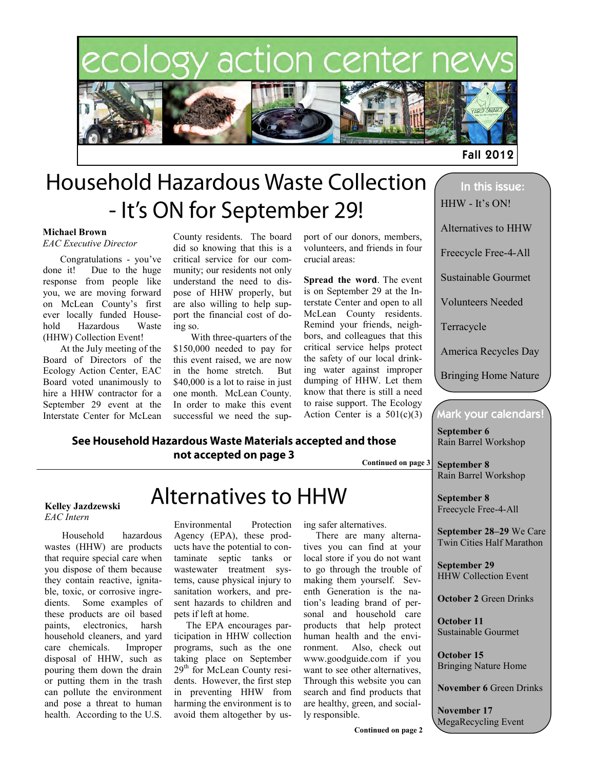# ecology action center news

**Fall 2012**

# Household Hazardous Waste Collection - It's ON for September 29!

**Michael Brown**
*EAC Executive Director*

Congratulations - you've done it! Due to the huge response from people like you, we are moving forward on McLean County's first ever locally funded Household Hazardous Waste (HHW) Collection Event!

At the July meeting of the Board of Directors of the Ecology Action Center, EAC Board voted unanimously to hire a HHW contractor for a September 29 event at the Interstate Center for McLean County residents. The board did so knowing that this is a critical service for our community; our residents not only understand the need to dispose of HHW properly, but are also willing to help support the financial cost of doing so.

With three-quarters of the $150,000 needed to pay for this event raised, we are now in the home stretch. But $40,000 is a lot to raise in just one month. McLean County. In order to make this event successful we need the support of our donors, members, volunteers, and friends in four crucial areas:

**Spread the word**. The event is on September 29 at the Interstate Center and open to all McLean County residents. Remind your friends, neighbors, and colleagues that this critical service helps protect the safety of our local drinking water against improper dumping of HHW. Let them know that there is still a need to raise support. The Ecology Action Center is a 501(c)(3)

**See Household Hazardous Waste Materials accepted and those not accepted on page 3**

**Continued on page 3**

# Alternatives to HHW

**Kelley Jazdzewski**
*EAC Intern*

Household hazardous wastes (HHW) are products that require special care when you dispose of them because they contain reactive, ignitable, toxic, or corrosive ingredients. Some examples of these products are oil based paints, electronics, harsh household cleaners, and yard care chemicals. Improper disposal of HHW, such as pouring them down the drain or putting them in the trash can pollute the environment and pose a threat to human health. According to the U.S. Environmental Protection Agency (EPA), these products have the potential to contaminate septic tanks or wastewater treatment systems, cause physical injury to sanitation workers, and present hazards to children and pets if left at home.

The EPA encourages participation in HHW collection programs, such as the one taking place on September 29th for McLean County residents. However, the first step in preventing HHW from harming the environment is to avoid them altogether by using safer alternatives.

There are many alternatives you can find at your local store if you do not want to go through the trouble of making them yourself. Seventh Generation is the nation's leading brand of personal and household care products that help protect human health and the environment. Also, check out www.goodguide.com if you want to see other alternatives, Through this website you can search and find products that are healthy, green, and socially responsible.

**Continued on page 2**

## In this issue:

- HHW - It's ON!
- Alternatives to HHW
- Freecycle Free-4-All
- Sustainable Gourmet
- Volunteers Needed
- Terracycle
- America Recycles Day
- Bringing Home Nature

## Mark your calendars!

**September 6** Rain Barrel Workshop

**September 8** Rain Barrel Workshop

**September 8** Freecycle Free-4-All

**September 28–29** We Care Twin Cities Half Marathon

**September 29** HHW Collection Event

**October 2** Green Drinks

**October 11** Sustainable Gourmet

**October 15** Bringing Nature Home

**November 6** Green Drinks

**November 17** MegaRecycling Event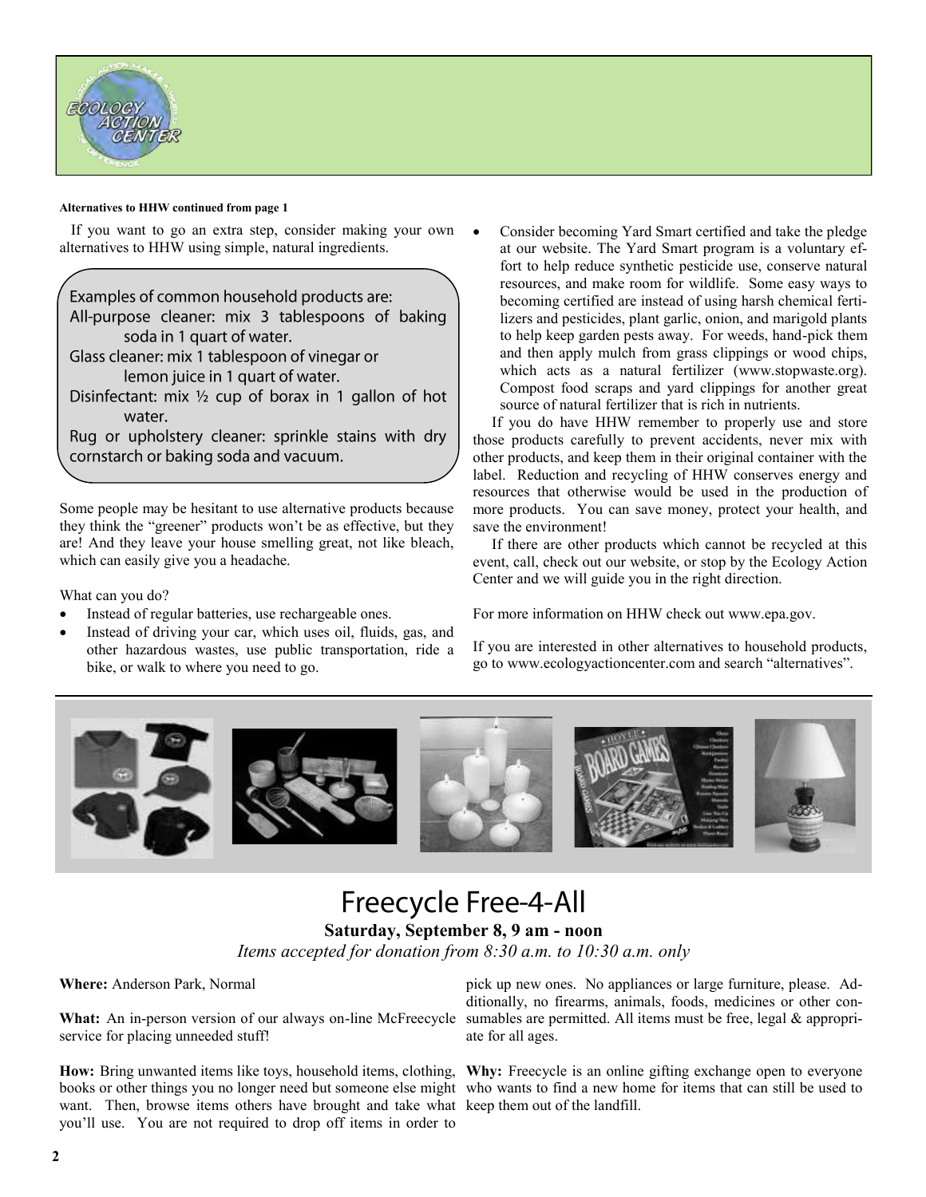**Alternatives to HHW continued from page 1**

If you want to go an extra step, consider making your own alternatives to HHW using simple, natural ingredients.

Examples of common household products are:

All-purpose cleaner: mix 3 tablespoons of baking soda in 1 quart of water.

Glass cleaner: mix 1 tablespoon of vinegar or lemon juice in 1 quart of water.

Disinfectant: mix ½ cup of borax in 1 gallon of hot water.

Rug or upholstery cleaner: sprinkle stains with dry cornstarch or baking soda and vacuum.

Some people may be hesitant to use alternative products because they think the "greener" products won't be as effective, but they are! And they leave your house smelling great, not like bleach, which can easily give you a headache.

What can you do?

- Instead of regular batteries, use rechargeable ones.
- Instead of driving your car, which uses oil, fluids, gas, and other hazardous wastes, use public transportation, ride a bike, or walk to where you need to go.
- Consider becoming Yard Smart certified and take the pledge at our website. The Yard Smart program is a voluntary effort to help reduce synthetic pesticide use, conserve natural resources, and make room for wildlife. Some easy ways to becoming certified are instead of using harsh chemical fertilizers and pesticides, plant garlic, onion, and marigold plants to help keep garden pests away. For weeds, hand-pick them and then apply mulch from grass clippings or wood chips, which acts as a natural fertilizer (www.stopwaste.org). Compost food scraps and yard clippings for another great source of natural fertilizer that is rich in nutrients.

If you do have HHW remember to properly use and store those products carefully to prevent accidents, never mix with other products, and keep them in their original container with the label. Reduction and recycling of HHW conserves energy and resources that otherwise would be used in the production of more products. You can save money, protect your health, and save the environment!

If there are other products which cannot be recycled at this event, call, check out our website, or stop by the Ecology Action Center and we will guide you in the right direction.

For more information on HHW check out www.epa.gov.

If you are interested in other alternatives to household products, go to www.ecologyactioncenter.com and search "alternatives".

# Freecycle Free-4-All

**Saturday, September 8, 9 am - noon**

*Items accepted for donation from 8:30 a.m. to 10:30 a.m. only*

**Where:** Anderson Park, Normal

**What:** An in-person version of our always on-line McFreecycle service for placing unneeded stuff!

**How:** Bring unwanted items like toys, household items, clothing, books or other things you no longer need but someone else might want. Then, browse items others have brought and take what you'll use. You are not required to drop off items in order to pick up new ones. No appliances or large furniture, please. Additionally, no firearms, animals, foods, medicines or other consumables are permitted. All items must be free, legal & appropriate for all ages.

**Why:** Freecycle is an online gifting exchange open to everyone who wants to find a new home for items that can still be used to keep them out of the landfill.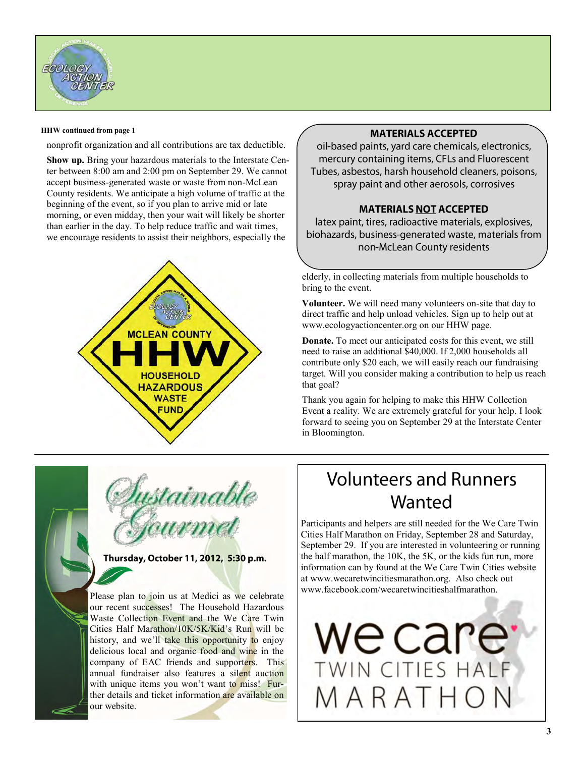**HHW continued from page 1**

nonprofit organization and all contributions are tax deductible.

**Show up.** Bring your hazardous materials to the Interstate Center between 8:00 am and 2:00 pm on September 29. We cannot accept business-generated waste or waste from non-McLean County residents. We anticipate a high volume of traffic at the beginning of the event, so if you plan to arrive mid or late morning, or even midday, then your wait will likely be shorter than earlier in the day. To help reduce traffic and wait times, we encourage residents to assist their neighbors, especially the elderly, in collecting materials from multiple households to bring to the event.

**MATERIALS ACCEPTED**

oil-based paints, yard care chemicals, electronics, mercury containing items, CFLs and Fluorescent Tubes, asbestos, harsh household cleaners, poisons, spray paint and other aerosols, corrosives

**MATERIALS NOT ACCEPTED**

latex paint, tires, radioactive materials, explosives, biohazards, business-generated waste, materials from non-McLean County residents

MCLEAN COUNTY HHW HOUSEHOLD HAZARDOUS WASTE FUND

**Volunteer.** We will need many volunteers on-site that day to direct traffic and help unload vehicles. Sign up to help out at www.ecologyactioncenter.org on our HHW page.

**Donate.** To meet our anticipated costs for this event, we still need to raise an additional $40,000. If 2,000 households all contribute only $20 each, we will easily reach our fundraising target. Will you consider making a contribution to help us reach that goal?

Thank you again for helping to make this HHW Collection Event a reality. We are extremely grateful for your help. I look forward to seeing you on September 29 at the Interstate Center in Bloomington.

## Sustainable Gourmet

**Thursday, October 11, 2012, 5:30 p.m.**

Please plan to join us at Medici as we celebrate our recent successes! The Household Hazardous Waste Collection Event and the We Care Twin Cities Half Marathon/10K/5K/Kid's Run will be history, and we'll take this opportunity to enjoy delicious local and organic food and wine in the company of EAC friends and supporters. This annual fundraiser also features a silent auction with unique items you won't want to miss! Further details and ticket information are available on our website.

## Volunteers and Runners Wanted

Participants and helpers are still needed for the We Care Twin Cities Half Marathon on Friday, September 28 and Saturday, September 29. If you are interested in volunteering or running the half marathon, the 10K, the 5K, or the kids fun run, more information can by found at the We Care Twin Cities website at www.wecaretwincitiesmarathon.org. Also check out www.facebook.com/wecaretwincitieshalfmarathon.

we care TWIN CITIES HALF MARATHON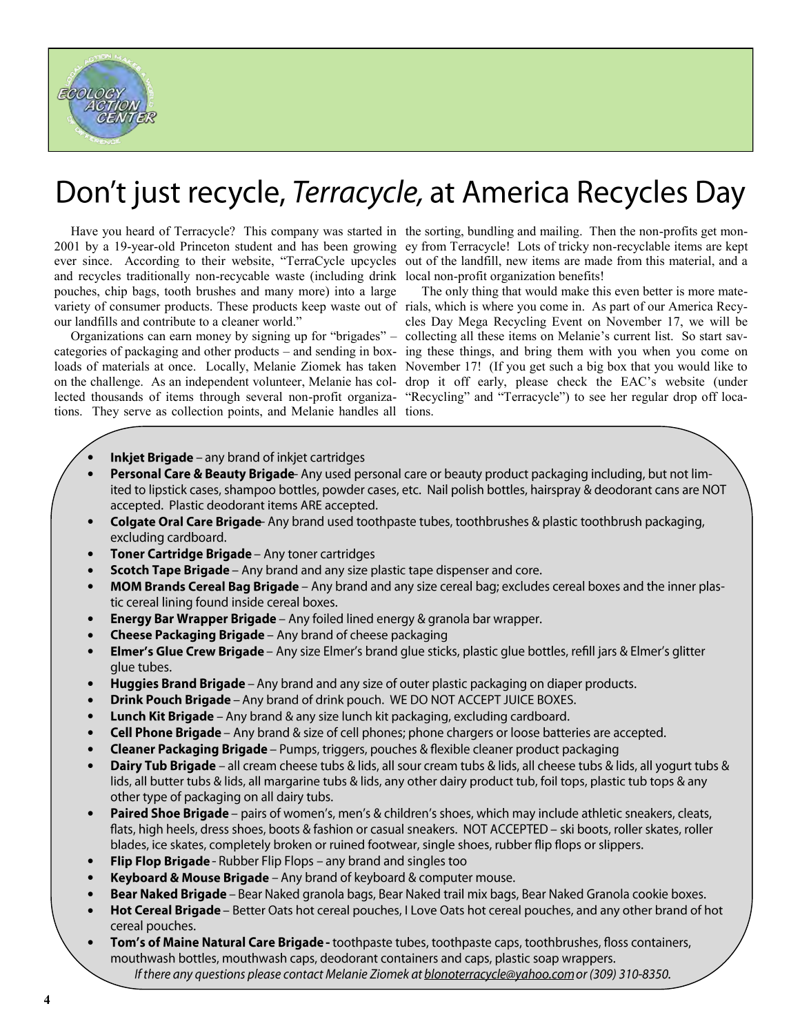# Don't just recycle, *Terracycle,* at America Recycles Day

Have you heard of Terracycle? This company was started in 2001 by a 19-year-old Princeton student and has been growing ever since. According to their website, "TerraCycle upcycles and recycles traditionally non-recyclable waste (including drink pouches, chip bags, tooth brushes and many more) into a large variety of consumer products. These products keep waste out of our landfills and contribute to a cleaner world."

Organizations can earn money by signing up for "brigades" – categories of packaging and other products – and sending in boxloads of materials at once. Locally, Melanie Ziomek has taken on the challenge. As an independent volunteer, Melanie has collected thousands of items through several non-profit organizations. They serve as collection points, and Melanie handles all the sorting, bundling and mailing. Then the non-profits get money from Terracycle! Lots of tricky non-recyclable items are kept out of the landfill, new items are made from this material, and a local non-profit organization benefits!

The only thing that would make this even better is more materials, which is where you come in. As part of our America Recycles Day Mega Recycling Event on November 17, we will be collecting all these items on Melanie's current list. So start saving these things, and bring them with you when you come on November 17! (If you get such a big box that you would like to drop it off early, please check the EAC's website (under "Recycling" and "Terracycle") to see her regular drop off locations.

- **Inkjet Brigade** – any brand of inkjet cartridges
- **Personal Care & Beauty Brigade**- Any used personal care or beauty product packaging including, but not limited to lipstick cases, shampoo bottles, powder cases, etc. Nail polish bottles, hairspray & deodorant cans are NOT accepted. Plastic deodorant items ARE accepted.
- **Colgate Oral Care Brigade**- Any brand used toothpaste tubes, toothbrushes & plastic toothbrush packaging, excluding cardboard.
- **Toner Cartridge Brigade** – Any toner cartridges
- **Scotch Tape Brigade** – Any brand and any size plastic tape dispenser and core.
- **MOM Brands Cereal Bag Brigade** – Any brand and any size cereal bag; excludes cereal boxes and the inner plastic cereal lining found inside cereal boxes.
- **Energy Bar Wrapper Brigade** – Any foiled lined energy & granola bar wrapper.
- **Cheese Packaging Brigade** – Any brand of cheese packaging
- **Elmer's Glue Crew Brigade** – Any size Elmer's brand glue sticks, plastic glue bottles, refill jars & Elmer's glitter glue tubes.
- **Huggies Brand Brigade** – Any brand and any size of outer plastic packaging on diaper products.
- **Drink Pouch Brigade** – Any brand of drink pouch. WE DO NOT ACCEPT JUICE BOXES.
- **Lunch Kit Brigade** – Any brand & any size lunch kit packaging, excluding cardboard.
- **Cell Phone Brigade** – Any brand & size of cell phones; phone chargers or loose batteries are accepted.
- **Cleaner Packaging Brigade** – Pumps, triggers, pouches & flexible cleaner product packaging
- **Dairy Tub Brigade** – all cream cheese tubs & lids, all sour cream tubs & lids, all cheese tubs & lids, all yogurt tubs & lids, all butter tubs & lids, all margarine tubs & lids, any other dairy product tub, foil tops, plastic tub tops & any other type of packaging on all dairy tubs.
- **Paired Shoe Brigade** – pairs of women's, men's & children's shoes, which may include athletic sneakers, cleats, flats, high heels, dress shoes, boots & fashion or casual sneakers. NOT ACCEPTED – ski boots, roller skates, roller blades, ice skates, completely broken or ruined footwear, single shoes, rubber flip flops or slippers.
- **Flip Flop Brigade** - Rubber Flip Flops – any brand and singles too
- **Keyboard & Mouse Brigade** – Any brand of keyboard & computer mouse.
- **Bear Naked Brigade** – Bear Naked granola bags, Bear Naked trail mix bags, Bear Naked Granola cookie boxes.
- **Hot Cereal Brigade** – Better Oats hot cereal pouches, I Love Oats hot cereal pouches, and any other brand of hot cereal pouches.
- **Tom's of Maine Natural Care Brigade -** toothpaste tubes, toothpaste caps, toothbrushes, floss containers, mouthwash bottles, mouthwash caps, deodorant containers and caps, plastic soap wrappers.

*If there any questions please contact Melanie Ziomek at blonoterracycle@yahoo.com or (309) 310-8350.*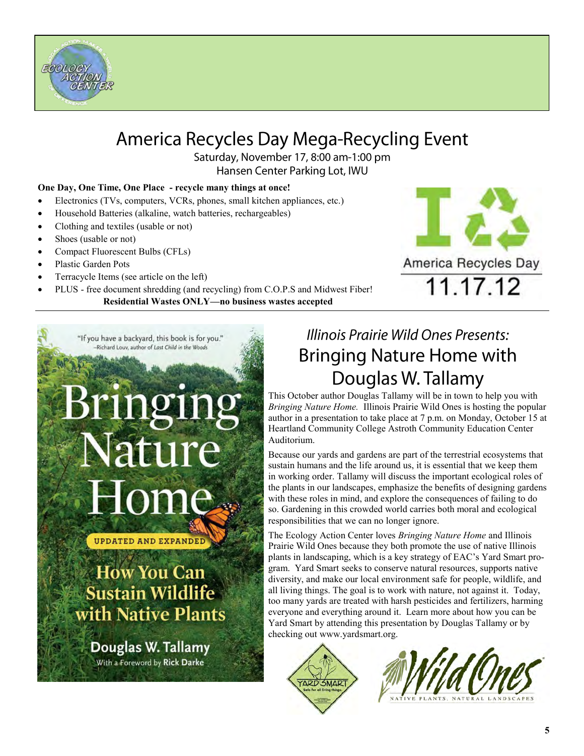# America Recycles Day Mega-Recycling Event

Saturday, November 17, 8:00 am-1:00 pm
Hansen Center Parking Lot, IWU

**One Day, One Time, One Place - recycle many things at once!**

- Electronics (TVs, computers, VCRs, phones, small kitchen appliances, etc.)
- Household Batteries (alkaline, watch batteries, rechargeables)
- Clothing and textiles (usable or not)
- Shoes (usable or not)
- Compact Fluorescent Bulbs (CFLs)
- Plastic Garden Pots
- Terracycle Items (see article on the left)
- PLUS - free document shredding (and recycling) from C.O.P.S and Midwest Fiber!

**Residential Wastes ONLY—no business wastes accepted**

America Recycles Day
11.17.12

## *Illinois Prairie Wild Ones Presents:*
## Bringing Nature Home with Douglas W. Tallamy

This October author Douglas Tallamy will be in town to help you with *Bringing Nature Home.* Illinois Prairie Wild Ones is hosting the popular author in a presentation to take place at 7 p.m. on Monday, October 15 at Heartland Community College Astroth Community Education Center Auditorium.

Because our yards and gardens are part of the terrestrial ecosystems that sustain humans and the life around us, it is essential that we keep them in working order. Tallamy will discuss the important ecological roles of the plants in our landscapes, emphasize the benefits of designing gardens with these roles in mind, and explore the consequences of failing to do so. Gardening in this crowded world carries both moral and ecological responsibilities that we can no longer ignore.

The Ecology Action Center loves *Bringing Nature Home* and Illinois Prairie Wild Ones because they both promote the use of native Illinois plants in landscaping, which is a key strategy of EAC's Yard Smart program. Yard Smart seeks to conserve natural resources, supports native diversity, and make our local environment safe for people, wildlife, and all living things. The goal is to work with nature, not against it. Today, too many yards are treated with harsh pesticides and fertilizers, harming everyone and everything around it. Learn more about how you can be Yard Smart by attending this presentation by Douglas Tallamy or by checking out www.yardsmart.org.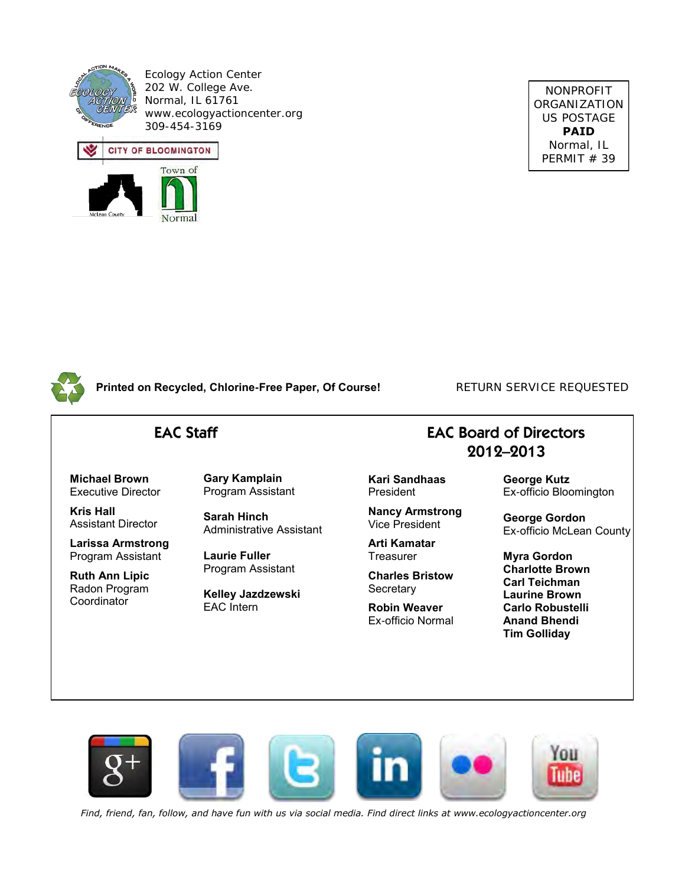Ecology Action Center
202 W. College Ave.
Normal, IL 61761
www.ecologyactioncenter.org
309-454-3169

CITY OF BLOOMINGTON

McLean County

Town of Normal

NONPROFIT ORGANIZATION
US POSTAGE
**PAID**
Normal, IL
PERMIT # 39

**Printed on Recycled, Chlorine-Free Paper, Of Course!**

RETURN SERVICE REQUESTED

## EAC Staff

**Michael Brown**
Executive Director

**Kris Hall**
Assistant Director

**Larissa Armstrong**
Program Assistant

**Ruth Ann Lipic**
Radon Program Coordinator

**Gary Kamplain**
Program Assistant

**Sarah Hinch**
Administrative Assistant

**Laurie Fuller**
Program Assistant

**Kelley Jazdzewski**
EAC Intern

## EAC Board of Directors 2012–2013

**Kari Sandhaas**
President

**Nancy Armstrong**
Vice President

**Arti Kamatar**
Treasurer

**Charles Bristow**
Secretary

**Robin Weaver**
Ex-officio Normal

**George Kutz**
Ex-officio Bloomington

**George Gordon**
Ex-officio McLean County

**Myra Gordon**
**Charlotte Brown**
**Carl Teichman**
**Laurine Brown**
**Carlo Robustelli**
**Anand Bhendi**
**Tim Golliday**

*Find, friend, fan, follow, and have fun with us via social media. Find direct links at www.ecologyactioncenter.org*